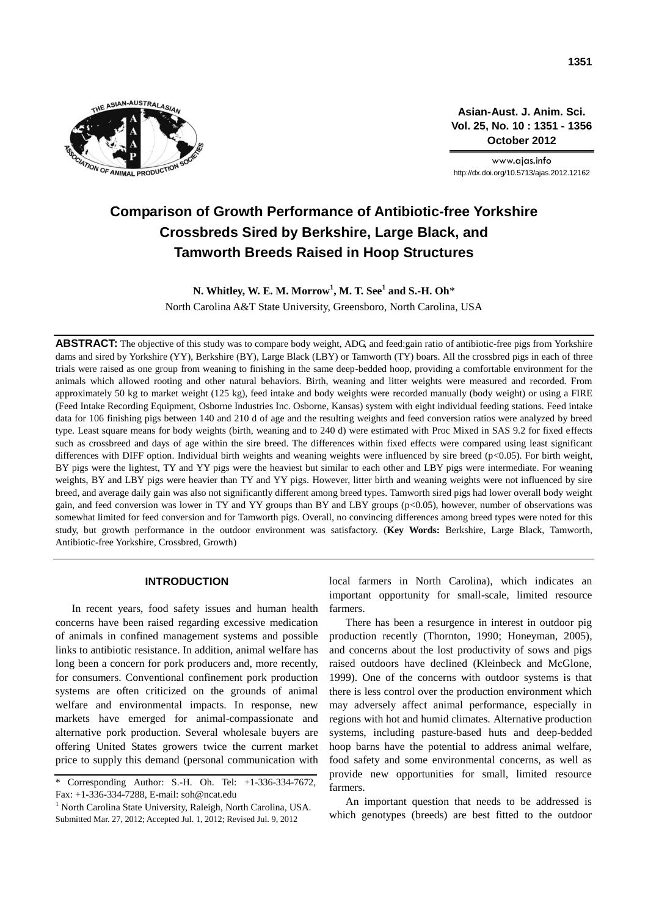# Comparison of Growth Performance of Antibiotic-free Yorkshire Crossbreds Sired by Berkshire, Large Black, and Tamworth Breeds Raised in Hoop Structures

**N. Whitley, W. E. M. Morrow[1], M. T. See[1] and S.-H. Oh***

North Carolina A&T State University, Greensboro, North Carolina, USA

**ABSTRACT:** The objective of this study was to compare body weight, ADG, and feed:gain ratio of antibiotic-free pigs from Yorkshire dams and sired by Yorkshire (YY), Berkshire (BY), Large Black (LBY) or Tamworth (TY) boars. All the crossbred pigs in each of three trials were raised as one group from weaning to finishing in the same deep-bedded hoop, providing a comfortable environment for the animals which allowed rooting and other natural behaviors. Birth, weaning and litter weights were measured and recorded. From approximately 50 kg to market weight (125 kg), feed intake and body weights were recorded manually (body weight) or using a FIRE (Feed Intake Recording Equipment, Osborne Industries Inc. Osborne, Kansas) system with eight individual feeding stations. Feed intake data for 106 finishing pigs between 140 and 210 d of age and the resulting weights and feed conversion ratios were analyzed by breed type. Least square means for body weights (birth, weaning and to 240 d) were estimated with Proc Mixed in SAS 9.2 for fixed effects such as crossbreed and days of age within the sire breed. The differences within fixed effects were compared using least significant differences with DIFF option. Individual birth weights and weaning weights were influenced by sire breed ($p<0.05$). For birth weight, BY pigs were the lightest, TY and YY pigs were the heaviest but similar to each other and LBY pigs were intermediate. For weaning weights, BY and LBY pigs were heavier than TY and YY pigs. However, litter birth and weaning weights were not influenced by sire breed, and average daily gain was also not significantly different among breed types. Tamworth sired pigs had lower overall body weight gain, and feed conversion was lower in TY and YY groups than BY and LBY groups ($p<0.05$), however, number of observations was somewhat limited for feed conversion and for Tamworth pigs. Overall, no convincing differences among breed types were noted for this study, but growth performance in the outdoor environment was satisfactory. (**Key Words:** Berkshire, Large Black, Tamworth, Antibiotic-free Yorkshire, Crossbred, Growth)

## INTRODUCTION

In recent years, food safety issues and human health concerns have been raised regarding excessive medication of animals in confined management systems and possible links to antibiotic resistance. In addition, animal welfare has long been a concern for pork producers and, more recently, for consumers. Conventional confinement pork production systems are often criticized on the grounds of animal welfare and environmental impacts. In response, new markets have emerged for animal-compassionate and alternative pork production. Several wholesale buyers are offering United States growers twice the current market price to supply this demand (personal communication with local farmers in North Carolina), which indicates an important opportunity for small-scale, limited resource farmers.

There has been a resurgence in interest in outdoor pig production recently (Thornton, 1990; Honeyman, 2005), and concerns about the lost productivity of sows and pigs raised outdoors have declined (Kleinbeck and McGlone, 1999). One of the concerns with outdoor systems is that there is less control over the production environment which may adversely affect animal performance, especially in regions with hot and humid climates. Alternative production systems, including pasture-based huts and deep-bedded hoop barns have the potential to address animal welfare, food safety and some environmental concerns, as well as provide new opportunities for small, limited resource farmers.

An important question that needs to be addressed is which genotypes (breeds) are best fitted to the outdoor

---

* Corresponding Author: S.-H. Oh. Tel: +1-336-334-7672, Fax: +1-336-334-7288, E-mail: soh@ncat.edu

[1] North Carolina State University, Raleigh, North Carolina, USA.

Submitted Mar. 27, 2012; Accepted Jul. 1, 2012; Revised Jul. 9, 2012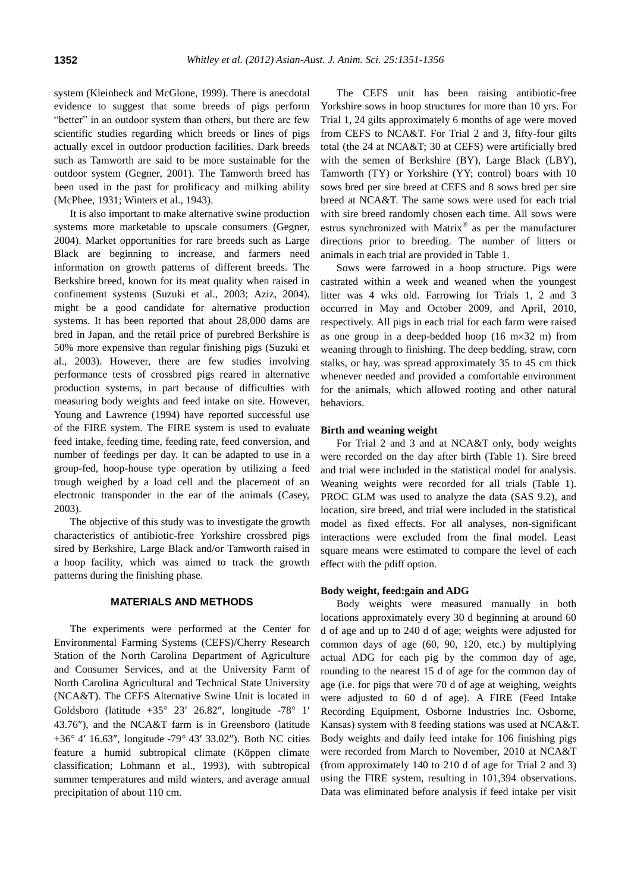system (Kleinbeck and McGlone, 1999). There is anecdotal evidence to suggest that some breeds of pigs perform "better" in an outdoor system than others, but there are few scientific studies regarding which breeds or lines of pigs actually excel in outdoor production facilities. Dark breeds such as Tamworth are said to be more sustainable for the outdoor system (Gegner, 2001). The Tamworth breed has been used in the past for prolificacy and milking ability (McPhee, 1931; Winters et al., 1943).

It is also important to make alternative swine production systems more marketable to upscale consumers (Gegner, 2004). Market opportunities for rare breeds such as Large Black are beginning to increase, and farmers need information on growth patterns of different breeds. The Berkshire breed, known for its meat quality when raised in confinement systems (Suzuki et al., 2003; Aziz, 2004), might be a good candidate for alternative production systems. It has been reported that about 28,000 dams are bred in Japan, and the retail price of purebred Berkshire is 50% more expensive than regular finishing pigs (Suzuki et al., 2003). However, there are few studies involving performance tests of crossbred pigs reared in alternative production systems, in part because of difficulties with measuring body weights and feed intake on site. However, Young and Lawrence (1994) have reported successful use of the FIRE system. The FIRE system is used to evaluate feed intake, feeding time, feeding rate, feed conversion, and number of feedings per day. It can be adapted to use in a group-fed, hoop-house type operation by utilizing a feed trough weighed by a load cell and the placement of an electronic transponder in the ear of the animals (Casey, 2003).

The objective of this study was to investigate the growth characteristics of antibiotic-free Yorkshire crossbred pigs sired by Berkshire, Large Black and/or Tamworth raised in a hoop facility, which was aimed to track the growth patterns during the finishing phase.

## MATERIALS AND METHODS

The experiments were performed at the Center for Environmental Farming Systems (CEFS)/Cherry Research Station of the North Carolina Department of Agriculture and Consumer Services, and at the University Farm of North Carolina Agricultural and Technical State University (NCA&T). The CEFS Alternative Swine Unit is located in Goldsboro (latitude +35° 23′ 26.82″, longitude -78° 1′ 43.76″), and the NCA&T farm is in Greensboro (latitude +36° 4′ 16.63″, longitude -79° 43′ 33.02″). Both NC cities feature a humid subtropical climate (Köppen climate classification; Lohmann et al., 1993), with subtropical summer temperatures and mild winters, and average annual precipitation of about 110 cm.

The CEFS unit has been raising antibiotic-free Yorkshire sows in hoop structures for more than 10 yrs. For Trial 1, 24 gilts approximately 6 months of age were moved from CEFS to NCA&T. For Trial 2 and 3, fifty-four gilts total (the 24 at NCA&T; 30 at CEFS) were artificially bred with the semen of Berkshire (BY), Large Black (LBY), Tamworth (TY) or Yorkshire (YY; control) boars with 10 sows bred per sire breed at CEFS and 8 sows bred per sire breed at NCA&T. The same sows were used for each trial with sire breed randomly chosen each time. All sows were estrus synchronized with Matrix® as per the manufacturer directions prior to breeding. The number of litters or animals in each trial are provided in Table 1.

Sows were farrowed in a hoop structure. Pigs were castrated within a week and weaned when the youngest litter was 4 wks old. Farrowing for Trials 1, 2 and 3 occurred in May and October 2009, and April, 2010, respectively. All pigs in each trial for each farm were raised as one group in a deep-bedded hoop (16 m×32 m) from weaning through to finishing. The deep bedding, straw, corn stalks, or hay, was spread approximately 35 to 45 cm thick whenever needed and provided a comfortable environment for the animals, which allowed rooting and other natural behaviors.

### Birth and weaning weight

For Trial 2 and 3 and at NCA&T only, body weights were recorded on the day after birth (Table 1). Sire breed and trial were included in the statistical model for analysis. Weaning weights were recorded for all trials (Table 1). PROC GLM was used to analyze the data (SAS 9.2), and location, sire breed, and trial were included in the statistical model as fixed effects. For all analyses, non-significant interactions were excluded from the final model. Least square means were estimated to compare the level of each effect with the pdiff option.

### Body weight, feed:gain and ADG

Body weights were measured manually in both locations approximately every 30 d beginning at around 60 d of age and up to 240 d of age; weights were adjusted for common days of age (60, 90, 120, etc.) by multiplying actual ADG for each pig by the common day of age, rounding to the nearest 15 d of age for the common day of age (i.e. for pigs that were 70 d of age at weighing, weights were adjusted to 60 d of age). A FIRE (Feed Intake Recording Equipment, Osborne Industries Inc. Osborne, Kansas) system with 8 feeding stations was used at NCA&T. Body weights and daily feed intake for 106 finishing pigs were recorded from March to November, 2010 at NCA&T (from approximately 140 to 210 d of age for Trial 2 and 3) using the FIRE system, resulting in 101,394 observations. Data was eliminated before analysis if feed intake per visit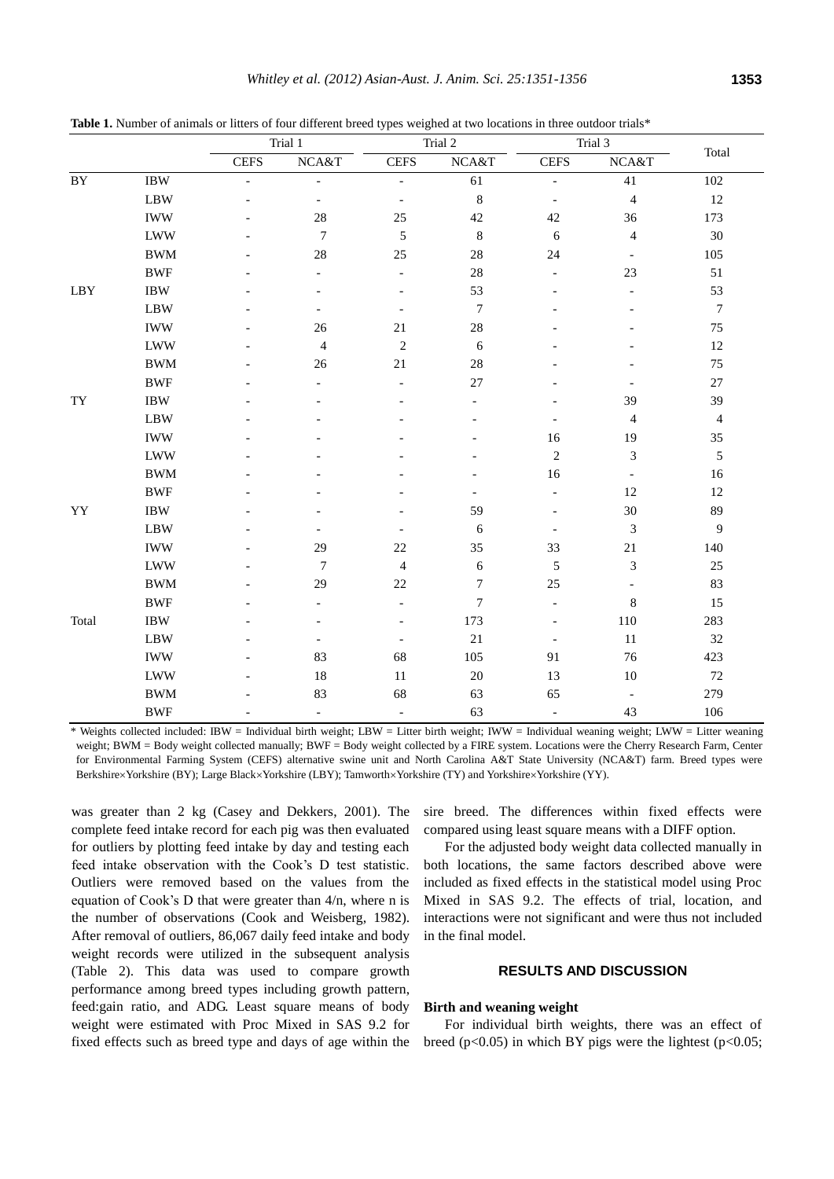**Table 1.** Number of animals or litters of four different breed types weighed at two locations in three outdoor trials*

| | | Trial 1 | | Trial 2 | | Trial 3 | | Total |
|---|---|---|---|---|---|---|---|---|
| | | CEFS | NCA&T | CEFS | NCA&T | CEFS | NCA&T | |
| BY | IBW | - | - | - | 61 | - | 41 | 102 |
| | LBW | - | - | - | 8 | - | 4 | 12 |
| | IWW | - | 28 | 25 | 42 | 42 | 36 | 173 |
| | LWW | - | 7 | 5 | 8 | 6 | 4 | 30 |
| | BWM | - | 28 | 25 | 28 | 24 | - | 105 |
| | BWF | - | - | - | 28 | - | 23 | 51 |
| LBY | IBW | - | - | - | 53 | - | - | 53 |
| | LBW | - | - | - | 7 | - | - | 7 |
| | IWW | - | 26 | 21 | 28 | - | - | 75 |
| | LWW | - | 4 | 2 | 6 | - | - | 12 |
| | BWM | - | 26 | 21 | 28 | - | - | 75 |
| | BWF | - | - | - | 27 | - | - | 27 |
| TY | IBW | - | - | - | - | - | 39 | 39 |
| | LBW | - | - | - | - | - | 4 | 4 |
| | IWW | - | - | - | - | 16 | 19 | 35 |
| | LWW | - | - | - | - | 2 | 3 | 5 |
| | BWM | - | - | - | - | 16 | - | 16 |
| | BWF | - | - | - | - | - | 12 | 12 |
| YY | IBW | - | - | - | 59 | - | 30 | 89 |
| | LBW | - | - | - | 6 | - | 3 | 9 |
| | IWW | - | 29 | 22 | 35 | 33 | 21 | 140 |
| | LWW | - | 7 | 4 | 6 | 5 | 3 | 25 |
| | BWM | - | 29 | 22 | 7 | 25 | - | 83 |
| | BWF | - | - | - | 7 | - | 8 | 15 |
| Total | IBW | - | - | - | 173 | - | 110 | 283 |
| | LBW | - | - | - | 21 | - | 11 | 32 |
| | IWW | - | 83 | 68 | 105 | 91 | 76 | 423 |
| | LWW | - | 18 | 11 | 20 | 13 | 10 | 72 |
| | BWM | - | 83 | 68 | 63 | 65 | - | 279 |
| | BWF | - | - | - | 63 | - | 43 | 106 |

\* Weights collected included: IBW = Individual birth weight; LBW = Litter birth weight; IWW = Individual weaning weight; LWW = Litter weaning weight; BWM = Body weight collected manually; BWF = Body weight collected by a FIRE system. Locations were the Cherry Research Farm, Center for Environmental Farming System (CEFS) alternative swine unit and North Carolina A&T State University (NCA&T) farm. Breed types were Berkshire×Yorkshire (BY); Large Black×Yorkshire (LBY); Tamworth×Yorkshire (TY) and Yorkshire×Yorkshire (YY).

was greater than 2 kg (Casey and Dekkers, 2001). The complete feed intake record for each pig was then evaluated for outliers by plotting feed intake by day and testing each feed intake observation with the Cook's D test statistic. Outliers were removed based on the values from the equation of Cook's D that were greater than $4/n$, where n is the number of observations (Cook and Weisberg, 1982). After removal of outliers, 86,067 daily feed intake and body weight records were utilized in the subsequent analysis (Table 2). This data was used to compare growth performance among breed types including growth pattern, feed:gain ratio, and ADG. Least square means of body weight were estimated with Proc Mixed in SAS 9.2 for fixed effects such as breed type and days of age within the sire breed. The differences within fixed effects were compared using least square means with a DIFF option.

For the adjusted body weight data collected manually in both locations, the same factors described above were included as fixed effects in the statistical model using Proc Mixed in SAS 9.2. The effects of trial, location, and interactions were not significant and were thus not included in the final model.

## RESULTS AND DISCUSSION

### Birth and weaning weight

For individual birth weights, there was an effect of breed ($p<0.05$) in which BY pigs were the lightest ($p<0.05$;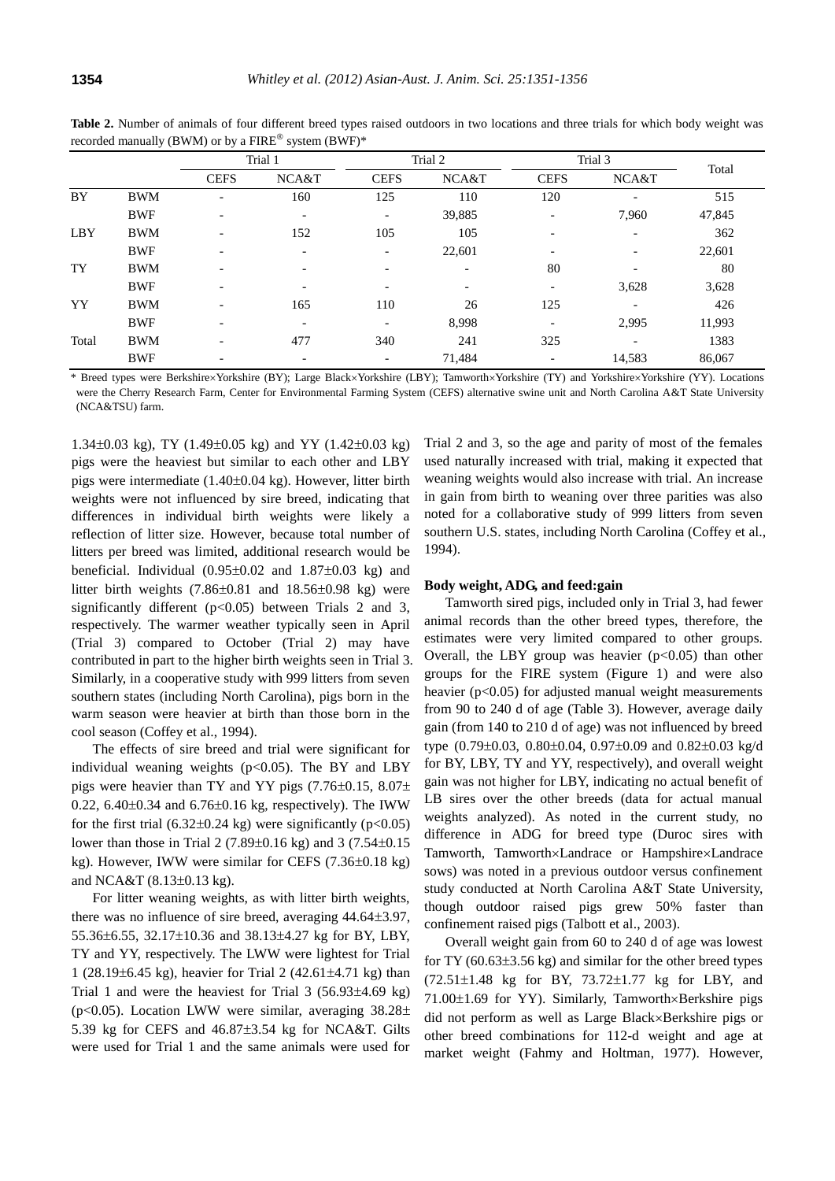**Table 2.** Number of animals of four different breed types raised outdoors in two locations and three trials for which body weight was recorded manually (BWM) or by a FIRE® system (BWF)*

| | | Trial 1 | | Trial 2 | | Trial 3 | | Total |
|---|---|---|---|---|---|---|---|---|
| | | CEFS | NCA&T | CEFS | NCA&T | CEFS | NCA&T | |
| BY | BWM | - | 160 | 125 | 110 | 120 | - | 515 |
| | BWF | - | - | - | 39,885 | - | 7,960 | 47,845 |
| LBY | BWM | - | 152 | 105 | 105 | - | - | 362 |
| | BWF | - | - | - | 22,601 | - | - | 22,601 |
| TY | BWM | - | - | - | - | 80 | - | 80 |
| | BWF | - | - | - | - | - | 3,628 | 3,628 |
| YY | BWM | - | 165 | 110 | 26 | 125 | - | 426 |
| | BWF | - | - | - | 8,998 | - | 2,995 | 11,993 |
| Total | BWM | - | 477 | 340 | 241 | 325 | - | 1383 |
| | BWF | - | - | - | 71,484 | - | 14,583 | 86,067 |

\* Breed types were Berkshire×Yorkshire (BY); Large Black×Yorkshire (LBY); Tamworth×Yorkshire (TY) and Yorkshire×Yorkshire (YY). Locations were the Cherry Research Farm, Center for Environmental Farming System (CEFS) alternative swine unit and North Carolina A&T State University (NCA&TSU) farm.

1.34±0.03 kg), TY (1.49±0.05 kg) and YY (1.42±0.03 kg) pigs were the heaviest but similar to each other and LBY pigs were intermediate (1.40±0.04 kg). However, litter birth weights were not influenced by sire breed, indicating that differences in individual birth weights were likely a reflection of litter size. However, because total number of litters per breed was limited, additional research would be beneficial. Individual (0.95±0.02 and 1.87±0.03 kg) and litter birth weights (7.86±0.81 and 18.56±0.98 kg) were significantly different ($p<0.05$) between Trials 2 and 3, respectively. The warmer weather typically seen in April (Trial 3) compared to October (Trial 2) may have contributed in part to the higher birth weights seen in Trial 3. Similarly, in a cooperative study with 999 litters from seven southern states (including North Carolina), pigs born in the warm season were heavier at birth than those born in the cool season (Coffey et al., 1994).

The effects of sire breed and trial were significant for individual weaning weights ($p<0.05$). The BY and LBY pigs were heavier than TY and YY pigs (7.76±0.15, 8.07±0.22, 6.40±0.34 and 6.76±0.16 kg, respectively). The IWW for the first trial (6.32±0.24 kg) were significantly ($p<0.05$) lower than those in Trial 2 (7.89±0.16 kg) and 3 (7.54±0.15 kg). However, IWW were similar for CEFS (7.36±0.18 kg) and NCA&T (8.13±0.13 kg).

For litter weaning weights, as with litter birth weights, there was no influence of sire breed, averaging 44.64±3.97, 55.36±6.55, 32.17±10.36 and 38.13±4.27 kg for BY, LBY, TY and YY, respectively. The LWW were lightest for Trial 1 (28.19±6.45 kg), heavier for Trial 2 (42.61±4.71 kg) than Trial 1 and were the heaviest for Trial 3 (56.93±4.69 kg) ($p<0.05$). Location LWW were similar, averaging 38.28±5.39 kg for CEFS and 46.87±3.54 kg for NCA&T. Gilts were used for Trial 1 and the same animals were used for Trial 2 and 3, so the age and parity of most of the females used naturally increased with trial, making it expected that weaning weights would also increase with trial. An increase in gain from birth to weaning over three parities was also noted for a collaborative study of 999 litters from seven southern U.S. states, including North Carolina (Coffey et al., 1994).

### Body weight, ADG, and feed:gain

Tamworth sired pigs, included only in Trial 3, had fewer animal records than the other breed types, therefore, the estimates were very limited compared to other groups. Overall, the LBY group was heavier ($p<0.05$) than other groups for the FIRE system (Figure 1) and were also heavier ($p<0.05$) for adjusted manual weight measurements from 90 to 240 d of age (Table 3). However, average daily gain (from 140 to 210 d of age) was not influenced by breed type (0.79±0.03, 0.80±0.04, 0.97±0.09 and 0.82±0.03 kg/d for BY, LBY, TY and YY, respectively), and overall weight gain was not higher for LBY, indicating no actual benefit of LB sires over the other breeds (data for actual manual weights analyzed). As noted in the current study, no difference in ADG for breed type (Duroc sires with Tamworth, Tamworth×Landrace or Hampshire×Landrace sows) was noted in a previous outdoor versus confinement study conducted at North Carolina A&T State University, though outdoor raised pigs grew 50% faster than confinement raised pigs (Talbott et al., 2003).

Overall weight gain from 60 to 240 d of age was lowest for TY (60.63±3.56 kg) and similar for the other breed types (72.51±1.48 kg for BY, 73.72±1.77 kg for LBY, and 71.00±1.69 for YY). Similarly, Tamworth×Berkshire pigs did not perform as well as Large Black×Berkshire pigs or other breed combinations for 112-d weight and age at market weight (Fahmy and Holtman, 1977). However,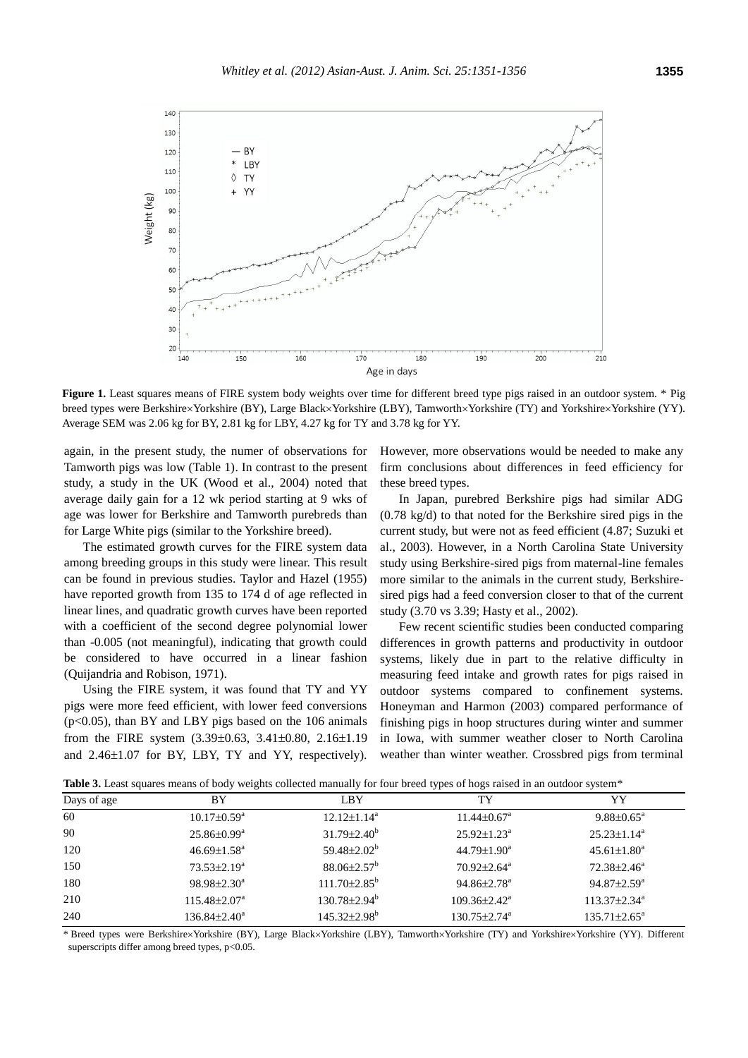**Figure 1.** Least squares means of FIRE system body weights over time for different breed type pigs raised in an outdoor system. * Pig breed types were Berkshire×Yorkshire (BY), Large Black×Yorkshire (LBY), Tamworth×Yorkshire (TY) and Yorkshire×Yorkshire (YY). Average SEM was 2.06 kg for BY, 2.81 kg for LBY, 4.27 kg for TY and 3.78 kg for YY.

again, in the present study, the numer of observations for Tamworth pigs was low (Table 1). In contrast to the present study, a study in the UK (Wood et al., 2004) noted that average daily gain for a 12 wk period starting at 9 wks of age was lower for Berkshire and Tamworth purebreds than for Large White pigs (similar to the Yorkshire breed).

The estimated growth curves for the FIRE system data among breeding groups in this study were linear. This result can be found in previous studies. Taylor and Hazel (1955) have reported growth from 135 to 174 d of age reflected in linear lines, and quadratic growth curves have been reported with a coefficient of the second degree polynomial lower than -0.005 (not meaningful), indicating that growth could be considered to have occurred in a linear fashion (Quijandria and Robison, 1971).

Using the FIRE system, it was found that TY and YY pigs were more feed efficient, with lower feed conversions ($p<0.05$), than BY and LBY pigs based on the 106 animals from the FIRE system (3.39±0.63, 3.41±0.80, 2.16±1.19 and 2.46±1.07 for BY, LBY, TY and YY, respectively). However, more observations would be needed to make any firm conclusions about differences in feed efficiency for these breed types.

In Japan, purebred Berkshire pigs had similar ADG (0.78 kg/d) to that noted for the Berkshire sired pigs in the current study, but were not as feed efficient (4.87; Suzuki et al., 2003). However, in a North Carolina State University study using Berkshire-sired pigs from maternal-line females more similar to the animals in the current study, Berkshire-sired pigs had a feed conversion closer to that of the current study (3.70 vs 3.39; Hasty et al., 2002).

Few recent scientific studies been conducted comparing differences in growth patterns and productivity in outdoor systems, likely due in part to the relative difficulty in measuring feed intake and growth rates for pigs raised in outdoor systems compared to confinement systems. Honeyman and Harmon (2003) compared performance of finishing pigs in hoop structures during winter and summer in Iowa, with summer weather closer to North Carolina weather than winter weather. Crossbred pigs from terminal

**Table 3.** Least squares means of body weights collected manually for four breed types of hogs raised in an outdoor system*

| Days of age | BY | LBY | TY | YY |
|---|---|---|---|---|
| 60 | 10.17±0.59[a] | 12.12±1.14[a] | 11.44±0.67[a] | 9.88±0.65[a] |
| 90 | 25.86±0.99[a] | 31.79±2.40[b] | 25.92±1.23[a] | 25.23±1.14[a] |
| 120 | 46.69±1.58[a] | 59.48±2.02[b] | 44.79±1.90[a] | 45.61±1.80[a] |
| 150 | 73.53±2.19[a] | 88.06±2.57[b] | 70.92±2.64[a] | 72.38±2.46[a] |
| 180 | 98.98±2.30[a] | 111.70±2.85[b] | 94.86±2.78[a] | 94.87±2.59[a] |
| 210 | 115.48±2.07[a] | 130.78±2.94[b] | 109.36±2.42[a] | 113.37±2.34[a] |
| 240 | 136.84±2.40[a] | 145.32±2.98[b] | 130.75±2.74[a] | 135.71±2.65[a] |

* Breed types were Berkshire×Yorkshire (BY), Large Black×Yorkshire (LBY), Tamworth×Yorkshire (TY) and Yorkshire×Yorkshire (YY). Different superscripts differ among breed types, $p<0.05$.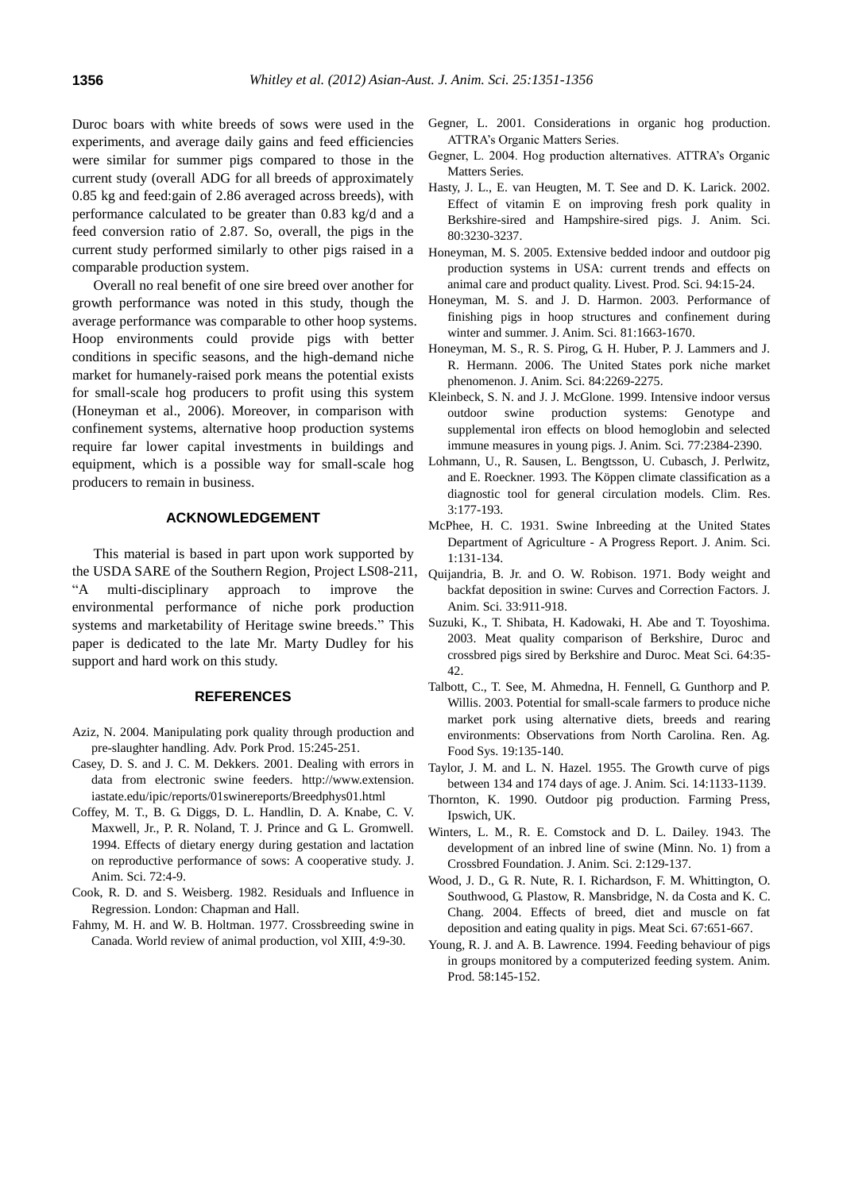Duroc boars with white breeds of sows were used in the experiments, and average daily gains and feed efficiencies were similar for summer pigs compared to those in the current study (overall ADG for all breeds of approximately 0.85 kg and feed:gain of 2.86 averaged across breeds), with performance calculated to be greater than 0.83 kg/d and a feed conversion ratio of 2.87. So, overall, the pigs in the current study performed similarly to other pigs raised in a comparable production system.

Overall no real benefit of one sire breed over another for growth performance was noted in this study, though the average performance was comparable to other hoop systems. Hoop environments could provide pigs with better conditions in specific seasons, and the high-demand niche market for humanely-raised pork means the potential exists for small-scale hog producers to profit using this system (Honeyman et al., 2006). Moreover, in comparison with confinement systems, alternative hoop production systems require far lower capital investments in buildings and equipment, which is a possible way for small-scale hog producers to remain in business.

## ACKNOWLEDGEMENT

This material is based in part upon work supported by the USDA SARE of the Southern Region, Project LS08-211, "A multi-disciplinary approach to improve the environmental performance of niche pork production systems and marketability of Heritage swine breeds." This paper is dedicated to the late Mr. Marty Dudley for his support and hard work on this study.

## REFERENCES

Aziz, N. 2004. Manipulating pork quality through production and pre-slaughter handling. Adv. Pork Prod. 15:245-251.

Casey, D. S. and J. C. M. Dekkers. 2001. Dealing with errors in data from electronic swine feeders. http://www.extension.iastate.edu/ipic/reports/01swinereports/Breedphys01.html

Coffey, M. T., B. G. Diggs, D. L. Handlin, D. A. Knabe, C. V. Maxwell, Jr., P. R. Noland, T. J. Prince and G. L. Gromwell. 1994. Effects of dietary energy during gestation and lactation on reproductive performance of sows: A cooperative study. J. Anim. Sci. 72:4-9.

Cook, R. D. and S. Weisberg. 1982. Residuals and Influence in Regression. London: Chapman and Hall.

Fahmy, M. H. and W. B. Holtman. 1977. Crossbreeding swine in Canada. World review of animal production, vol XIII, 4:9-30.

Gegner, L. 2001. Considerations in organic hog production. ATTRA's Organic Matters Series.

Gegner, L. 2004. Hog production alternatives. ATTRA's Organic Matters Series.

Hasty, J. L., E. van Heugten, M. T. See and D. K. Larick. 2002. Effect of vitamin E on improving fresh pork quality in Berkshire-sired and Hampshire-sired pigs. J. Anim. Sci. 80:3230-3237.

Honeyman, M. S. 2005. Extensive bedded indoor and outdoor pig production systems in USA: current trends and effects on animal care and product quality. Livest. Prod. Sci. 94:15-24.

Honeyman, M. S. and J. D. Harmon. 2003. Performance of finishing pigs in hoop structures and confinement during winter and summer. J. Anim. Sci. 81:1663-1670.

Honeyman, M. S., R. S. Pirog, G. H. Huber, P. J. Lammers and J. R. Hermann. 2006. The United States pork niche market phenomenon. J. Anim. Sci. 84:2269-2275.

Kleinbeck, S. N. and J. J. McGlone. 1999. Intensive indoor versus outdoor swine production systems: Genotype and supplemental iron effects on blood hemoglobin and selected immune measures in young pigs. J. Anim. Sci. 77:2384-2390.

Lohmann, U., R. Sausen, L. Bengtsson, U. Cubasch, J. Perlwitz, and E. Roeckner. 1993. The Köppen climate classification as a diagnostic tool for general circulation models. Clim. Res. 3:177-193.

McPhee, H. C. 1931. Swine Inbreeding at the United States Department of Agriculture - A Progress Report. J. Anim. Sci. 1:131-134.

Quijandria, B. Jr. and O. W. Robison. 1971. Body weight and backfat deposition in swine: Curves and Correction Factors. J. Anim. Sci. 33:911-918.

Suzuki, K., T. Shibata, H. Kadowaki, H. Abe and T. Toyoshima. 2003. Meat quality comparison of Berkshire, Duroc and crossbred pigs sired by Berkshire and Duroc. Meat Sci. 64:35-42.

Talbott, C., T. See, M. Ahmedna, H. Fennell, G. Gunthorp and P. Willis. 2003. Potential for small-scale farmers to produce niche market pork using alternative diets, breeds and rearing environments: Observations from North Carolina. Ren. Ag. Food Sys. 19:135-140.

Taylor, J. M. and L. N. Hazel. 1955. The Growth curve of pigs between 134 and 174 days of age. J. Anim. Sci. 14:1133-1139.

Thornton, K. 1990. Outdoor pig production. Farming Press, Ipswich, UK.

Winters, L. M., R. E. Comstock and D. L. Dailey. 1943. The development of an inbred line of swine (Minn. No. 1) from a Crossbred Foundation. J. Anim. Sci. 2:129-137.

Wood, J. D., G. R. Nute, R. I. Richardson, F. M. Whittington, O. Southwood, G. Plastow, R. Mansbridge, N. da Costa and K. C. Chang. 2004. Effects of breed, diet and muscle on fat deposition and eating quality in pigs. Meat Sci. 67:651-667.

Young, R. J. and A. B. Lawrence. 1994. Feeding behaviour of pigs in groups monitored by a computerized feeding system. Anim. Prod. 58:145-152.